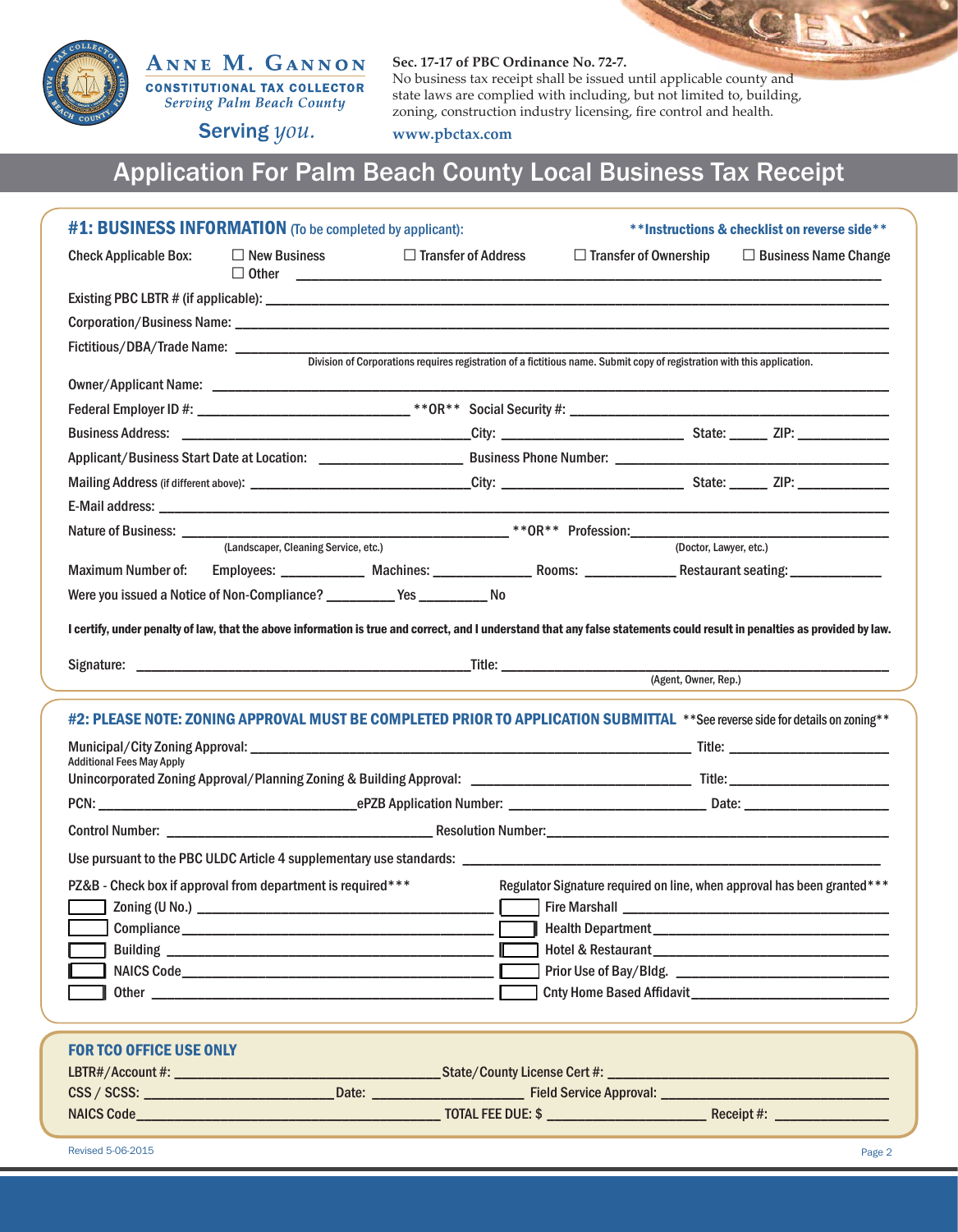**ANNE M. GANNON**
**CONSTITUTIONAL TAX COLLECTOR**
*Serving Palm Beach County*
Serving *you.*

**Sec. 17-17 of PBC Ordinance No. 72-7.**
No business tax receipt shall be issued until applicable county and state laws are complied with including, but not limited to, building, zoning, construction industry licensing, fire control and health.

**www.pbctax.com**

# Application For Palm Beach County Local Business Tax Receipt

## #1: BUSINESS INFORMATION (To be completed by applicant):

**Instructions & checklist on reverse side**

Check Applicable Box: ☐ New Business ☐ Transfer of Address ☐ Transfer of Ownership ☐ Business Name Change ☐ Other ______________________________

Existing PBC LBTR # (if applicable): ______________________________

Corporation/Business Name: ______________________________

Fictitious/DBA/Trade Name: ______________________________
Division of Corporations requires registration of a fictitious name. Submit copy of registration with this application.

Owner/Applicant Name: ______________________________

Federal Employer ID #: ______________ **OR** Social Security #: ______________

Business Address: ______________ City: ______________ State: _____ ZIP: ________

Applicant/Business Start Date at Location: ______________ Business Phone Number: ______________

Mailing Address (if different above): ______________ City: ______________ State: _____ ZIP: ________

E-Mail address: ______________________________

Nature of Business: ______________ (Landscaper, Cleaning Service, etc.) **OR** Profession: ______________ (Doctor, Lawyer, etc.)

Maximum Number of: Employees: ________ Machines: ________ Rooms: ________ Restaurant seating: ________

Were you issued a Notice of Non-Compliance? ________ Yes ________ No

**I certify, under penalty of law, that the above information is true and correct, and I understand that any false statements could result in penalties as provided by law.**

Signature: ______________________________ Title: ______________ (Agent, Owner, Rep.)

## #2: PLEASE NOTE: ZONING APPROVAL MUST BE COMPLETED PRIOR TO APPLICATION SUBMITTAL

**See reverse side for details on zoning**

Municipal/City Zoning Approval: ______________________________ Title: ______________
Additional Fees May Apply

Unincorporated Zoning Approval/Planning Zoning & Building Approval: ______________ Title: ______________

PCN: ______________ ePZB Application Number: ______________ Date: ______________

Control Number: ______________ Resolution Number: ______________

Use pursuant to the PBC ULDC Article 4 supplementary use standards: ______________________________

PZ&B - Check box if approval from department is required***

☐ Zoning (U No.) ______________
☐ Compliance ______________
☐ Building ______________
☐ NAICS Code ______________
☐ Other ______________

Regulator Signature required on line, when approval has been granted***

☐ Fire Marshall ______________
☐ Health Department ______________
☐ Hotel & Restaurant ______________
☐ Prior Use of Bay/Bldg. ______________
☐ Cnty Home Based Affidavit ______________

## FOR TCO OFFICE USE ONLY

LBTR#/Account #: ______________ State/County License Cert #: ______________

CSS / SCSS: ______________ Date: ______________ Field Service Approval: ______________

NAICS Code ______________ TOTAL FEE DUE: $ ______________ Receipt #: ______________

Revised 5-06-2015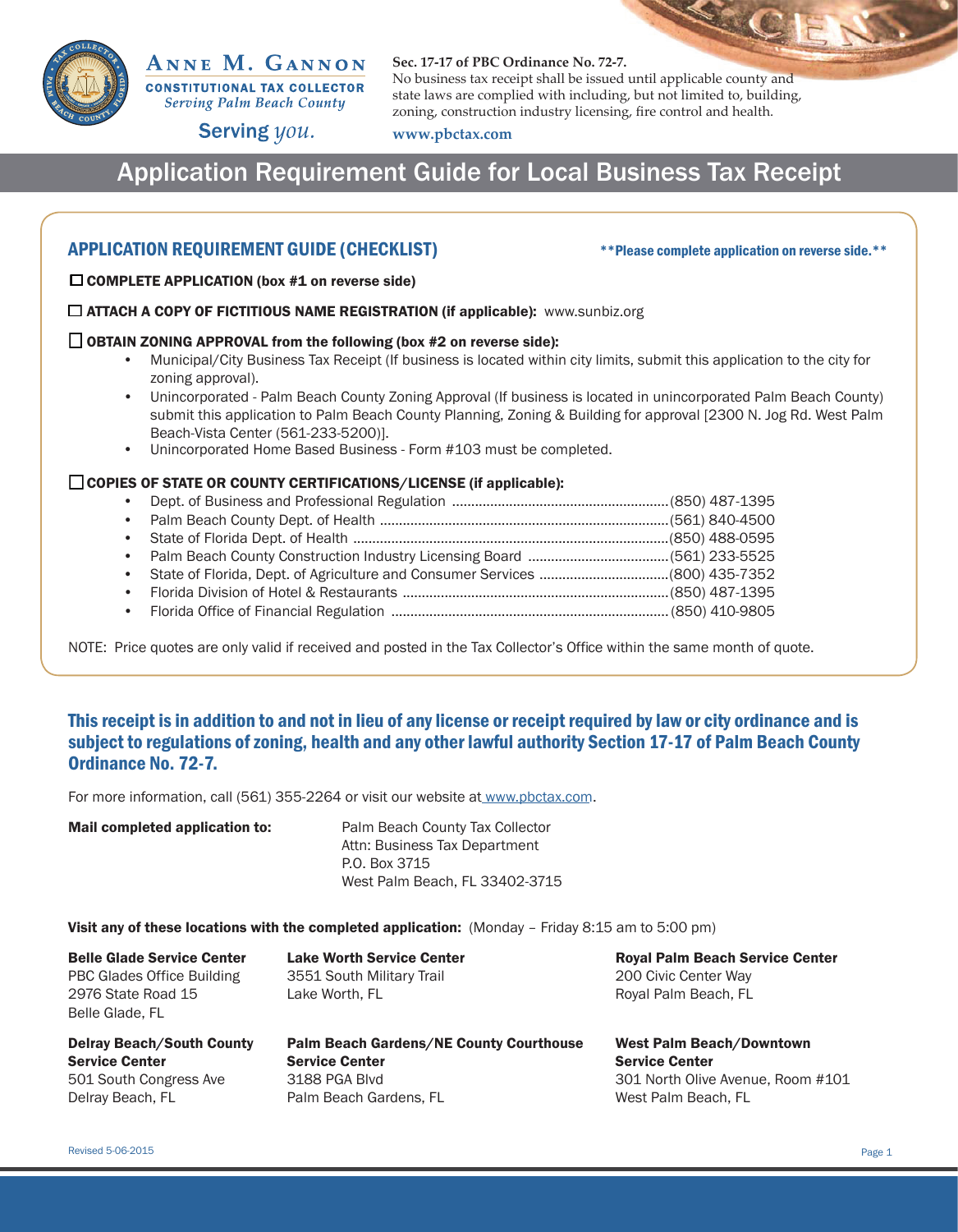**Anne M. Gannon**
**CONSTITUTIONAL TAX COLLECTOR**
*Serving Palm Beach County*

Serving *you.*

**Sec. 17-17 of PBC Ordinance No. 72-7.**
No business tax receipt shall be issued until applicable county and state laws are complied with including, but not limited to, building, zoning, construction industry licensing, fire control and health.

**www.pbctax.com**

# Application Requirement Guide for Local Business Tax Receipt

## APPLICATION REQUIREMENT GUIDE (CHECKLIST)

**\*\*Please complete application on reverse side.\*\***

☐ **COMPLETE APPLICATION (box #1 on reverse side)**

☐ **ATTACH A COPY OF FICTITIOUS NAME REGISTRATION (if applicable):** www.sunbiz.org

☐ **OBTAIN ZONING APPROVAL from the following (box #2 on reverse side):**

- Municipal/City Business Tax Receipt (If business is located within city limits, submit this application to the city for zoning approval).
- Unincorporated - Palm Beach County Zoning Approval (If business is located in unincorporated Palm Beach County) submit this application to Palm Beach County Planning, Zoning & Building for approval [2300 N. Jog Rd. West Palm Beach-Vista Center (561-233-5200)].
- Unincorporated Home Based Business - Form #103 must be completed.

☐ **COPIES OF STATE OR COUNTY CERTIFICATIONS/LICENSE (if applicable):**

- Dept. of Business and Professional Regulation ........ (850) 487-1395
- Palm Beach County Dept. of Health ........ (561) 840-4500
- State of Florida Dept. of Health ........ (850) 488-0595
- Palm Beach County Construction Industry Licensing Board ........ (561) 233-5525
- State of Florida, Dept. of Agriculture and Consumer Services ........ (800) 435-7352
- Florida Division of Hotel & Restaurants ........ (850) 487-1395
- Florida Office of Financial Regulation ........ (850) 410-9805

NOTE: Price quotes are only valid if received and posted in the Tax Collector's Office within the same month of quote.

## This receipt is in addition to and not in lieu of any license or receipt required by law or city ordinance and is subject to regulations of zoning, health and any other lawful authority Section 17-17 of Palm Beach County Ordinance No. 72-7.

For more information, call (561) 355-2264 or visit our website at www.pbctax.com.

**Mail completed application to:**

Palm Beach County Tax Collector
Attn: Business Tax Department
P.O. Box 3715
West Palm Beach, FL 33402-3715

**Visit any of these locations with the completed application:** (Monday – Friday 8:15 am to 5:00 pm)

**Belle Glade Service Center**
PBC Glades Office Building
2976 State Road 15
Belle Glade, FL

**Lake Worth Service Center**
3551 South Military Trail
Lake Worth, FL

**Royal Palm Beach Service Center**
200 Civic Center Way
Royal Palm Beach, FL

**Delray Beach/South County Service Center**
501 South Congress Ave
Delray Beach, FL

**Palm Beach Gardens/NE County Courthouse Service Center**
3188 PGA Blvd
Palm Beach Gardens, FL

**West Palm Beach/Downtown Service Center**
301 North Olive Avenue, Room #101
West Palm Beach, FL

Revised 5-06-2015